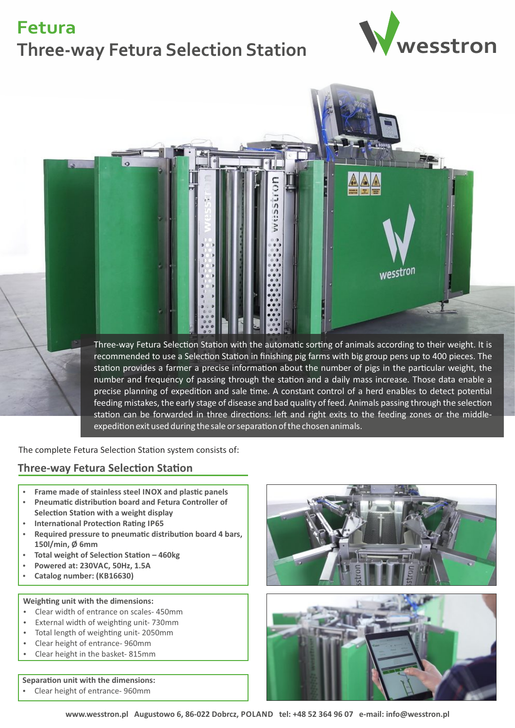# Fetura

# Three-way Fetura Selection Station

Three-way Fetura Selection Station with the automatic sorting of animals according to their weight. It is recommended to use a Selection Station in finishing pig farms with big group pens up to 400 pieces. The station provides a farmer a precise information about the number of pigs in the particular weight, the number and frequency of passing through the station and a daily mass increase. Those data enable a precise planning of expedition and sale time. A constant control of a herd enables to detect potential feeding mistakes, the early stage of disease and bad quality of feed. Animals passing through the selection station can be forwarded in three directions: left and right exits to the feeding zones or the middle-expedition exit used during the sale or separation of the chosen animals.

The complete Fetura Selection Station system consists of:

## Three-way Fetura Selection Station

- **Frame made of stainless steel INOX and plastic panels**
- **Pneumatic distribution board and Fetura Controller of Selection Station with a weight display**
- **International Protection Rating IP65**
- **Required pressure to pneumatic distribution board 4 bars, 150l/min, Ø 6mm**
- **Total weight of Selection Station – 460kg**
- **Powered at: 230VAC, 50Hz, 1.5A**
- **Catalog number: (KB16630)**

**Weighting unit with the dimensions:**

- Clear width of entrance on scales- 450mm
- External width of weighting unit- 730mm
- Total length of weighting unit- 2050mm
- Clear height of entrance- 960mm
- Clear height in the basket- 815mm

**Separation unit with the dimensions:**

- Clear height of entrance- 960mm

**www.wesstron.pl Augustowo 6, 86-022 Dobrcz, POLAND tel: +48 52 364 96 07 e-mail: info@wesstron.pl**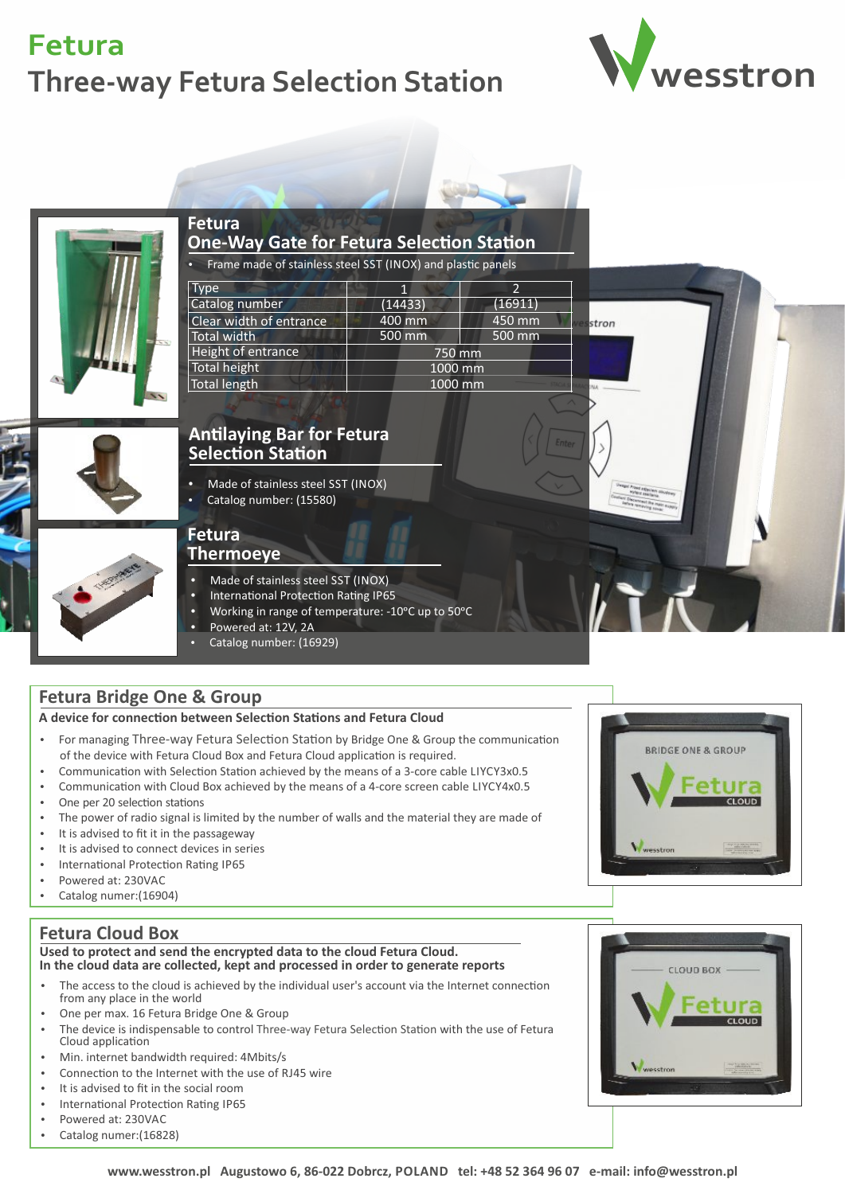# Fetura
# Three-way Fetura Selection Station

## Fetura One-Way Gate for Fetura Selection Station

- Frame made of stainless steel SST (INOX) and plastic panels

| Type | 1 | 2 |
|---|---|---|
| Catalog number | (14433) | (16911) |
| Clear width of entrance | 400 mm | 450 mm |
| Total width | 500 mm | 500 mm |
| Height of entrance | 750 mm | |
| Total height | 1000 mm | |
| Total length | 1000 mm | |

## Antilaying Bar for Fetura Selection Station

- Made of stainless steel SST (INOX)
- Catalog number: (15580)

## Fetura Thermoeye

- Made of stainless steel SST (INOX)
- International Protection Rating IP65
- Working in range of temperature: -10°C up to 50°C
- Powered at: 12V, 2A
- Catalog number: (16929)

## Fetura Bridge One & Group

**A device for connection between Selection Stations and Fetura Cloud**

- For managing Three-way Fetura Selection Station by Bridge One & Group the communication of the device with Fetura Cloud Box and Fetura Cloud application is required.
- Communication with Selection Station achieved by the means of a 3-core cable LIYCY3x0.5
- Communication with Cloud Box achieved by the means of a 4-core screen cable LIYCY4x0.5
- One per 20 selection stations
- The power of radio signal is limited by the number of walls and the material they are made of
- It is advised to fit it in the passageway
- It is advised to connect devices in series
- International Protection Rating IP65
- Powered at: 230VAC
- Catalog numer:(16904)

## Fetura Cloud Box

**Used to protect and send the encrypted data to the cloud Fetura Cloud.**
**In the cloud data are collected, kept and processed in order to generate reports**

- The access to the cloud is achieved by the individual user's account via the Internet connection from any place in the world
- One per max. 16 Fetura Bridge One & Group
- The device is indispensable to control Three-way Fetura Selection Station with the use of Fetura Cloud application
- Min. internet bandwidth required: 4Mbits/s
- Connection to the Internet with the use of RJ45 wire
- It is advised to fit in the social room
- International Protection Rating IP65
- Powered at: 230VAC
- Catalog numer:(16828)

**www.wesstron.pl Augustowo 6, 86-022 Dobrcz, POLAND tel: +48 52 364 96 07 e-mail: info@wesstron.pl**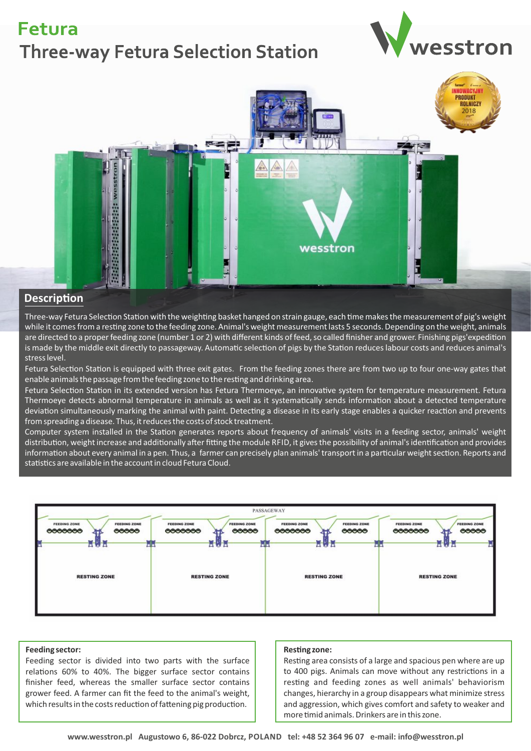# Fetura

## Three-way Fetura Selection Station

## Description

Three-way Fetura Selection Station with the weighting basket hanged on strain gauge, each time makes the measurement of pig's weight while it comes from a resting zone to the feeding zone. Animal's weight measurement lasts 5 seconds. Depending on the weight, animals are directed to a proper feeding zone (number 1 or 2) with different kinds of feed, so called finisher and grower. Finishing pigs'expedition is made by the middle exit directly to passageway. Automatic selection of pigs by the Station reduces labour costs and reduces animal's stress level.

Fetura Selection Station is equipped with three exit gates. From the feeding zones there are from two up to four one-way gates that enable animals the passage from the feeding zone to the resting and drinking area.

Fetura Selection Station in its extended version has Fetura Thermoeye, an innovative system for temperature measurement. Fetura Thermoeye detects abnormal temperature in animals as well as it systematically sends information about a detected temperature deviation simultaneously marking the animal with paint. Detecting a disease in its early stage enables a quicker reaction and prevents from spreading a disease. Thus, it reduces the costs of stock treatment.

Computer system installed in the Station generates reports about frequency of animals' visits in a feeding sector, animals' weight distribution, weight increase and additionally after fitting the module RFID, it gives the possibility of animal's identification and provides information about every animal in a pen. Thus, a farmer can precisely plan animals' transport in a particular weight section. Reports and statistics are available in the account in cloud Fetura Cloud.

PASSAGEWAY

FEEDING ZONE FEEDING ZONE FEEDING ZONE FEEDING ZONE FEEDING ZONE FEEDING ZONE FEEDING ZONE FEEDING ZONE

RESTING ZONE RESTING ZONE RESTING ZONE RESTING ZONE

**Feeding sector:**

Feeding sector is divided into two parts with the surface relations 60% to 40%. The bigger surface sector contains finisher feed, whereas the smaller surface sector contains grower feed. A farmer can fit the feed to the animal's weight, which results in the costs reduction of fattening pig production.

**Resting zone:**

Resting area consists of a large and spacious pen where are up to 400 pigs. Animals can move without any restrictions in a resting and feeding zones as well animals' behaviorism changes, hierarchy in a group disappears what minimize stress and aggression, which gives comfort and safety to weaker and more timid animals. Drinkers are in this zone.

www.wesstron.pl Augustowo 6, 86-022 Dobrcz, POLAND tel: +48 52 364 96 07 e-mail: info@wesstron.pl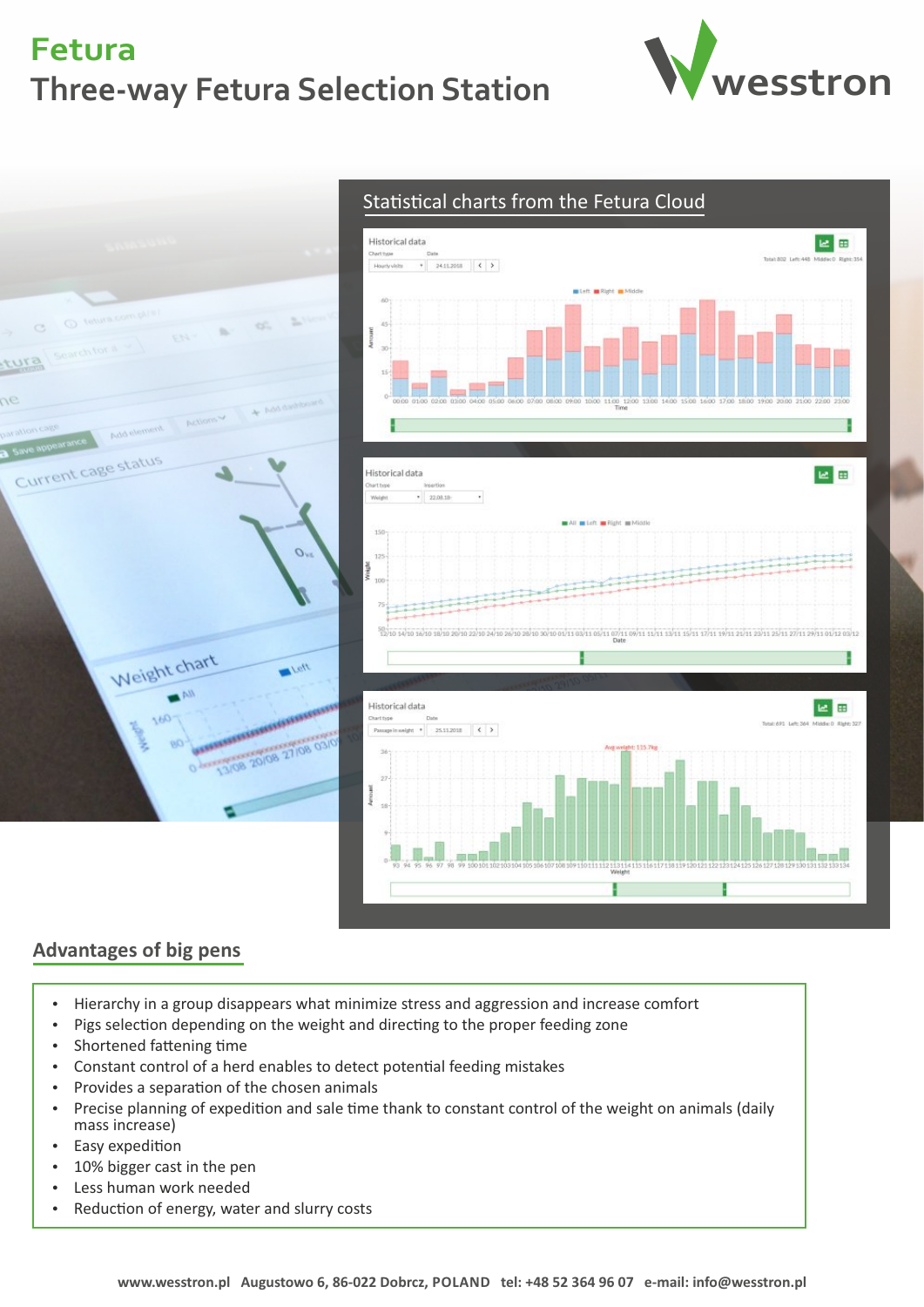# Fetura

## Three-way Fetura Selection Station

wesstron

Statistical charts from the Fetura Cloud

## Advantages of big pens

- Hierarchy in a group disappears what minimize stress and aggression and increase comfort
- Pigs selection depending on the weight and directing to the proper feeding zone
- Shortened fattening time
- Constant control of a herd enables to detect potential feeding mistakes
- Provides a separation of the chosen animals
- Precise planning of expedition and sale time thank to constant control of the weight on animals (daily mass increase)
- Easy expedition
- 10% bigger cast in the pen
- Less human work needed
- Reduction of energy, water and slurry costs

**www.wesstron.pl Augustowo 6, 86-022 Dobrcz, POLAND tel: +48 52 364 96 07 e-mail: info@wesstron.pl**